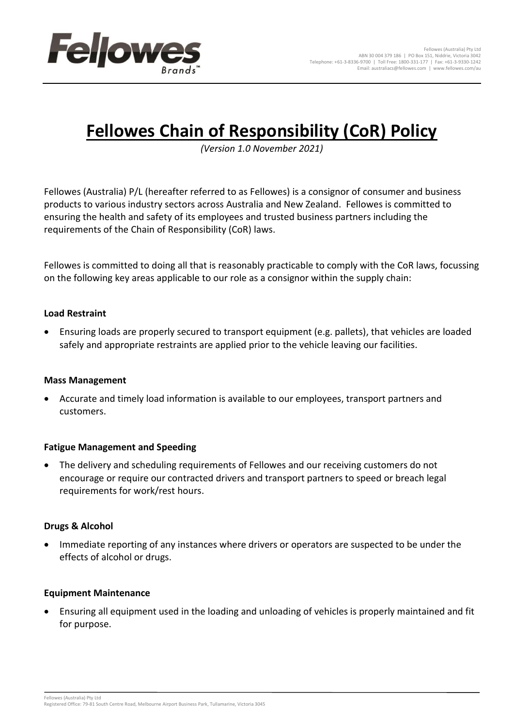# Fellowes Chain of Responsibility (CoR) Policy

*(Version 1.0 November 2021)*

Fellowes (Australia) P/L (hereafter referred to as Fellowes) is a consignor of consumer and business products to various industry sectors across Australia and New Zealand. Fellowes is committed to ensuring the health and safety of its employees and trusted business partners including the requirements of the Chain of Responsibility (CoR) laws.

Fellowes is committed to doing all that is reasonably practicable to comply with the CoR laws, focussing on the following key areas applicable to our role as a consignor within the supply chain:

**Load Restraint**

- Ensuring loads are properly secured to transport equipment (e.g. pallets), that vehicles are loaded safely and appropriate restraints are applied prior to the vehicle leaving our facilities.

**Mass Management**

- Accurate and timely load information is available to our employees, transport partners and customers.

**Fatigue Management and Speeding**

- The delivery and scheduling requirements of Fellowes and our receiving customers do not encourage or require our contracted drivers and transport partners to speed or breach legal requirements for work/rest hours.

**Drugs & Alcohol**

- Immediate reporting of any instances where drivers or operators are suspected to be under the effects of alcohol or drugs.

**Equipment Maintenance**

- Ensuring all equipment used in the loading and unloading of vehicles is properly maintained and fit for purpose.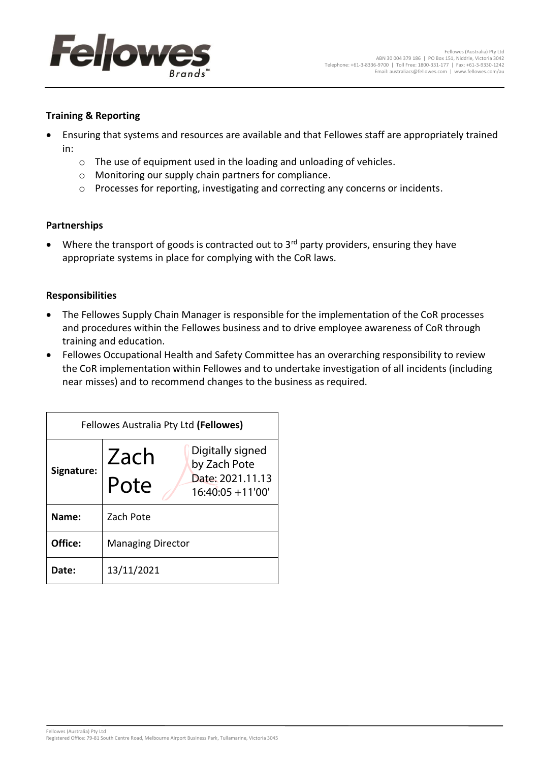**Training & Reporting**

- Ensuring that systems and resources are available and that Fellowes staff are appropriately trained in:
    - The use of equipment used in the loading and unloading of vehicles.
    - Monitoring our supply chain partners for compliance.
    - Processes for reporting, investigating and correcting any concerns or incidents.

**Partnerships**

- Where the transport of goods is contracted out to 3rd party providers, ensuring they have appropriate systems in place for complying with the CoR laws.

**Responsibilities**

- The Fellowes Supply Chain Manager is responsible for the implementation of the CoR processes and procedures within the Fellowes business and to drive employee awareness of CoR through training and education.
- Fellowes Occupational Health and Safety Committee has an overarching responsibility to review the CoR implementation within Fellowes and to undertake investigation of all incidents (including near misses) and to recommend changes to the business as required.

| Fellowes Australia Pty Ltd **(Fellowes)** | |
|---|---|
| **Signature:** | Zach Pote — Digitally signed by Zach Pote Date: 2021.11.13 16:40:05 +11'00' |
| **Name:** | Zach Pote |
| **Office:** | Managing Director |
| **Date:** | 13/11/2021 |